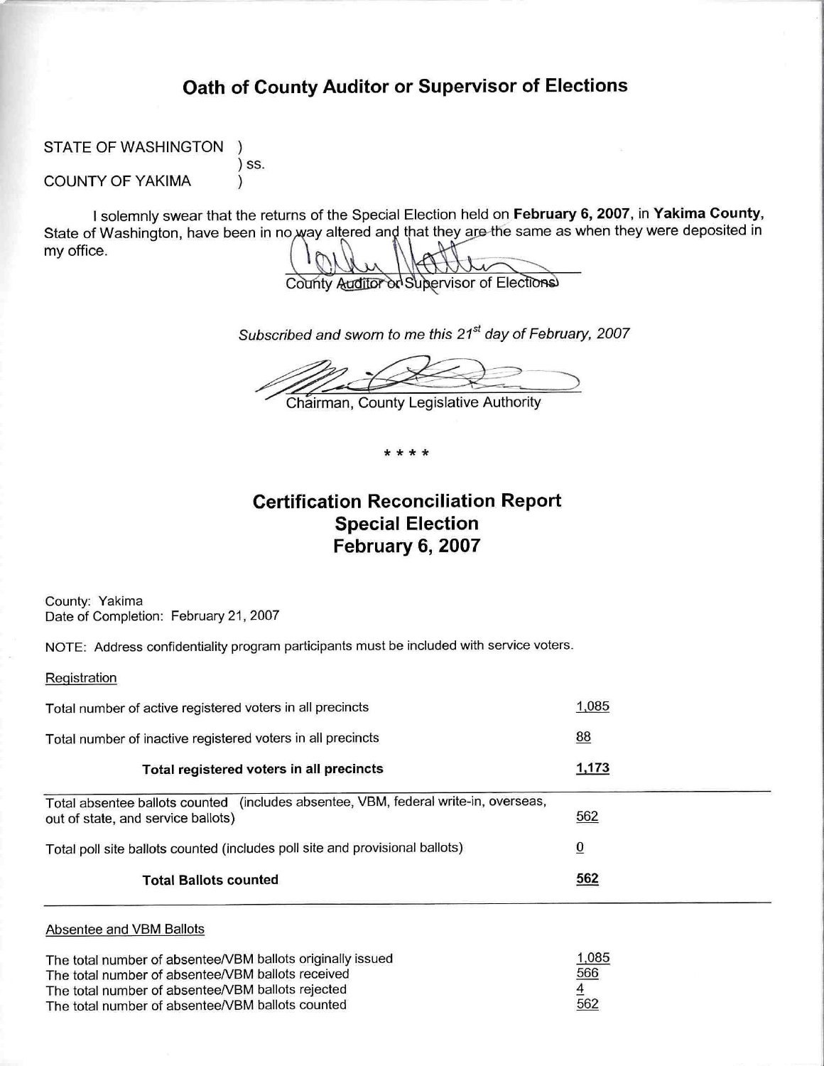# Oath of County Auditor or Supervisor of Elections

STATE OF WASHINGTON )
) ss.
COUNTY OF YAKIMA )

I solemnly swear that the returns of the Special Election held on **February 6, 2007**, in **Yakima County**, State of Washington, have been in no way altered and that they are the same as when they were deposited in my office.

County Auditor or Supervisor of Elections

*Subscribed and sworn to me this 21st day of February, 2007*

Chairman, County Legislative Authority

\* \* \* \*

## Certification Reconciliation Report
## Special Election
## February 6, 2007

County: Yakima
Date of Completion: February 21, 2007

NOTE: Address confidentiality program participants must be included with service voters.

Registration

| | |
|---|---|
| Total number of active registered voters in all precincts | 1,085 |
| Total number of inactive registered voters in all precincts | 88 |
| **Total registered voters in all precincts** | **1,173** |
| Total absentee ballots counted (includes absentee, VBM, federal write-in, overseas, out of state, and service ballots) | 562 |
| Total poll site ballots counted (includes poll site and provisional ballots) | 0 |
| **Total Ballots counted** | **562** |

Absentee and VBM Ballots

| | |
|---|---|
| The total number of absentee/VBM ballots originally issued | 1,085 |
| The total number of absentee/VBM ballots received | 566 |
| The total number of absentee/VBM ballots rejected | 4 |
| The total number of absentee/VBM ballots counted | 562 |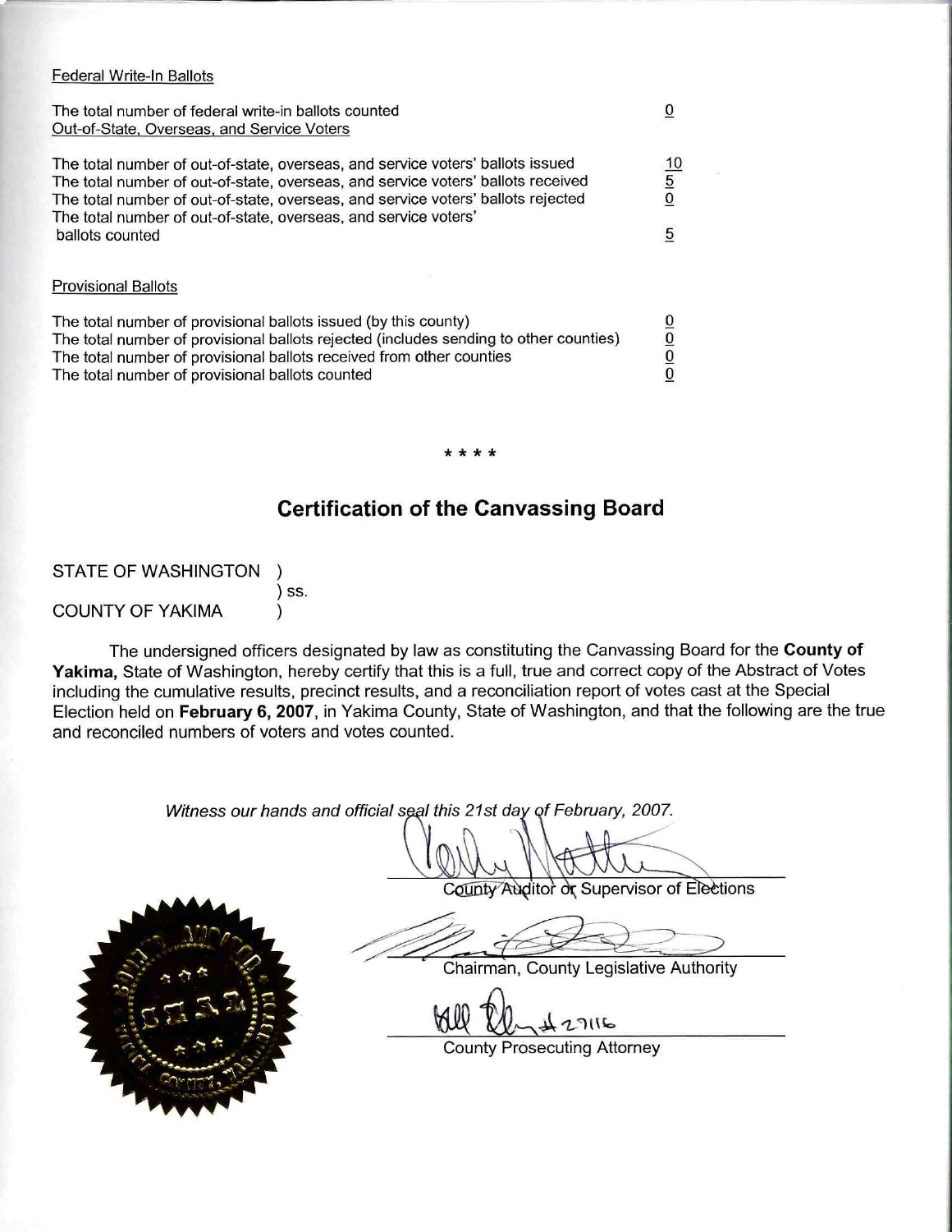Federal Write-In Ballots

| | |
|---|---|
| The total number of federal write-in ballots counted | 0 |

Out-of-State, Overseas, and Service Voters

| | |
|---|---|
| The total number of out-of-state, overseas, and service voters' ballots issued | 10 |
| The total number of out-of-state, overseas, and service voters' ballots received | 5 |
| The total number of out-of-state, overseas, and service voters' ballots rejected | 0 |
| The total number of out-of-state, overseas, and service voters' ballots counted | 5 |

Provisional Ballots

| | |
|---|---|
| The total number of provisional ballots issued (by this county) | 0 |
| The total number of provisional ballots rejected (includes sending to other counties) | 0 |
| The total number of provisional ballots received from other counties | 0 |
| The total number of provisional ballots counted | 0 |

\* \* \* \*

## Certification of the Canvassing Board

STATE OF WASHINGTON )
) ss.
COUNTY OF YAKIMA )

The undersigned officers designated by law as constituting the Canvassing Board for the **County of Yakima,** State of Washington, hereby certify that this is a full, true and correct copy of the Abstract of Votes including the cumulative results, precinct results, and a reconciliation report of votes cast at the Special Election held on **February 6, 2007**, in Yakima County, State of Washington, and that the following are the true and reconciled numbers of voters and votes counted.

*Witness our hands and official seal this 21st day of February, 2007.*

County Auditor or Supervisor of Elections

Chairman, County Legislative Authority

County Prosecuting Attorney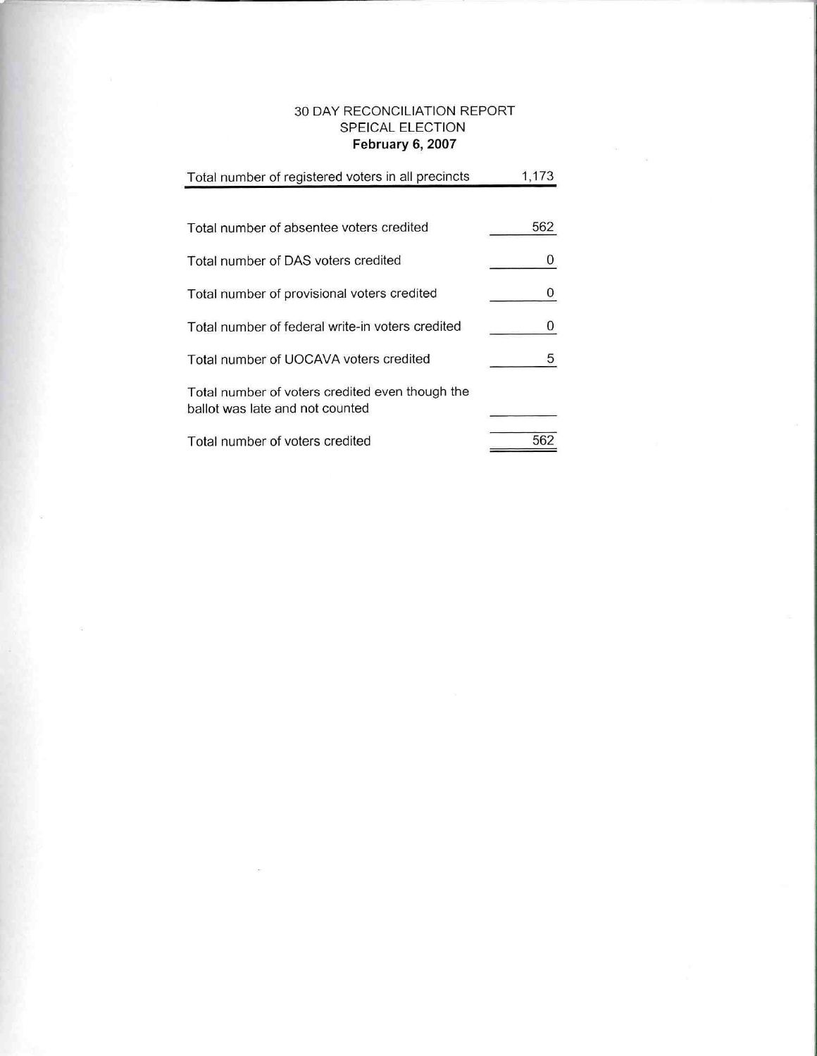30 DAY RECONCILIATION REPORT
SPEICAL ELECTION
**February 6, 2007**

| Total number of registered voters in all precincts | 1,173 |
| --- | --- |
| | |
| Total number of absentee voters credited | 562 |
| Total number of DAS voters credited | 0 |
| Total number of provisional voters credited | 0 |
| Total number of federal write-in voters credited | 0 |
| Total number of UOCAVA voters credited | 5 |
| Total number of voters credited even though the ballot was late and not counted | |
| Total number of voters credited | 562 |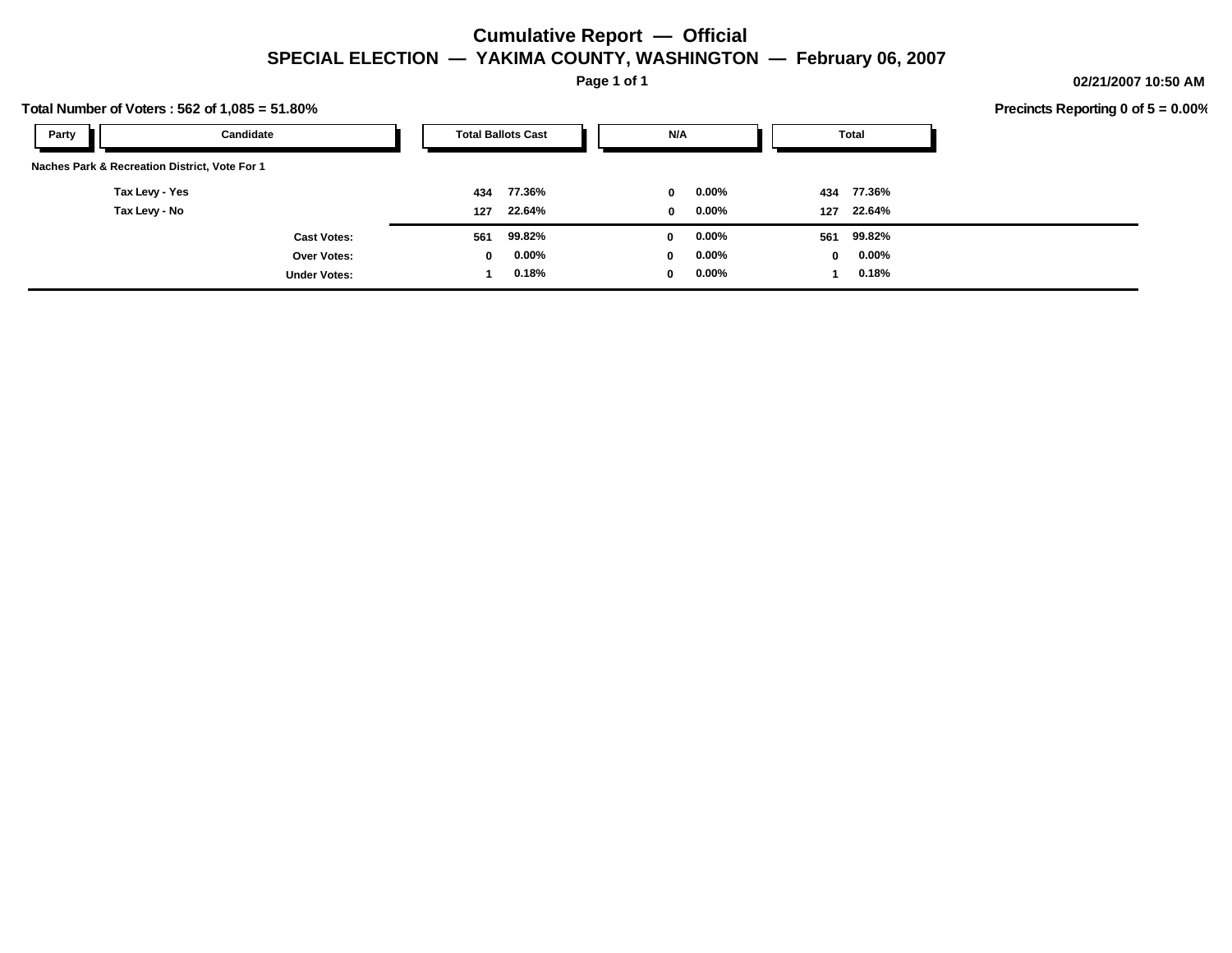# Cumulative Report — Official

## SPECIAL ELECTION — YAKIMA COUNTY, WASHINGTON — February 06, 2007

02/21/2007 10:50 AM

**Total Number of Voters : 562 of 1,085 = 51.80%**

**Precincts Reporting 0 of 5 = 0.00%**

| Party | Candidate | Total Ballots Cast | | N/A | | Total | |
|---|---|---|---|---|---|---|---|
| **Naches Park & Recreation District, Vote For 1** | | | | | | | |
| | Tax Levy - Yes | 434 | 77.36% | 0 | 0.00% | 434 | 77.36% |
| | Tax Levy - No | 127 | 22.64% | 0 | 0.00% | 127 | 22.64% |
| | Cast Votes: | 561 | 99.82% | 0 | 0.00% | 561 | 99.82% |
| | Over Votes: | 0 | 0.00% | 0 | 0.00% | 0 | 0.00% |
| | Under Votes: | 1 | 0.18% | 0 | 0.00% | 1 | 0.18% |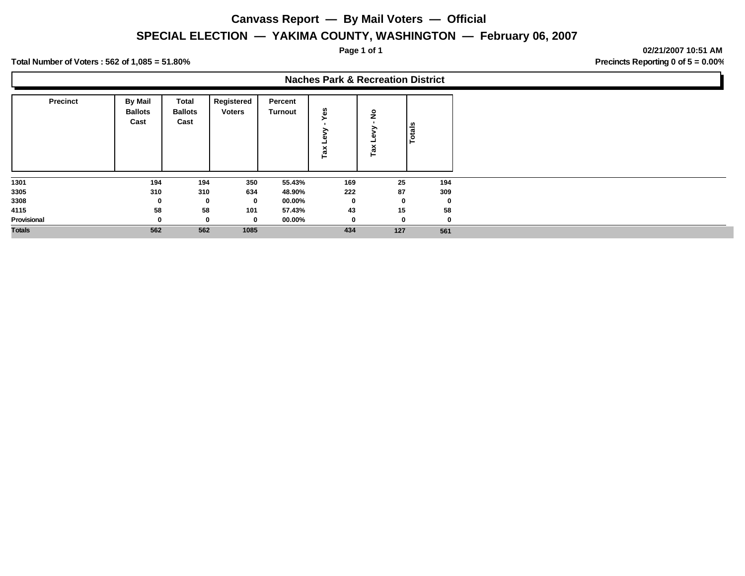# Canvass Report — By Mail Voters — Official

## SPECIAL ELECTION — YAKIMA COUNTY, WASHINGTON — February 06, 2007

02/21/2007 10:51 AM

**Total Number of Voters : 562 of 1,085 = 51.80%**

**Precincts Reporting 0 of 5 = 0.00%**

### Naches Park & Recreation District

| Precinct | By Mail Ballots Cast | Total Ballots Cast | Registered Voters | Percent Turnout | Tax Levy - Yes | Tax Levy - No | Totals |
|---|---|---|---|---|---|---|---|
| 1301 | 194 | 194 | 350 | 55.43% | 169 | 25 | 194 |
| 3305 | 310 | 310 | 634 | 48.90% | 222 | 87 | 309 |
| 3308 | 0 | 0 | 0 | 00.00% | 0 | 0 | 0 |
| 4115 | 58 | 58 | 101 | 57.43% | 43 | 15 | 58 |
| Provisional | 0 | 0 | 0 | 00.00% | 0 | 0 | 0 |
| Totals | 562 | 562 | 1085 | | 434 | 127 | 561 |